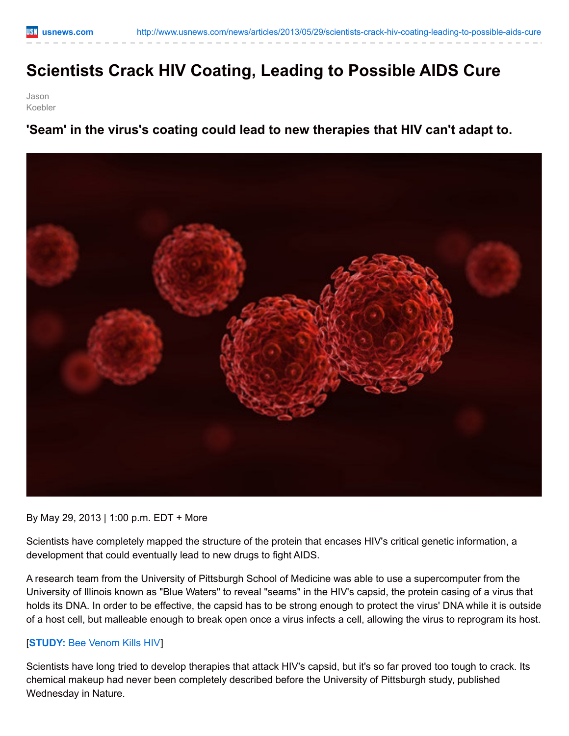usnews.com http://www.usnews.com/news/articles/2013/05/29/scientists-crack-hiv-coating-leading-to-possible-aids-cure

# Scientists Crack HIV Coating, Leading to Possible AIDS Cure

Jason Koebler

## 'Seam' in the virus's coating could lead to new therapies that HIV can't adapt to.

By May 29, 2013 | 1:00 p.m. EDT + More

Scientists have completely mapped the structure of the protein that encases HIV's critical genetic information, a development that could eventually lead to new drugs to fight AIDS.

A research team from the University of Pittsburgh School of Medicine was able to use a supercomputer from the University of Illinois known as "Blue Waters" to reveal "seams" in the HIV's capsid, the protein casing of a virus that holds its DNA. In order to be effective, the capsid has to be strong enough to protect the virus' DNA while it is outside of a host cell, but malleable enough to break open once a virus infects a cell, allowing the virus to reprogram its host.

[**STUDY:** Bee Venom Kills HIV]

Scientists have long tried to develop therapies that attack HIV's capsid, but it's so far proved too tough to crack. Its chemical makeup had never been completely described before the University of Pittsburgh study, published Wednesday in Nature.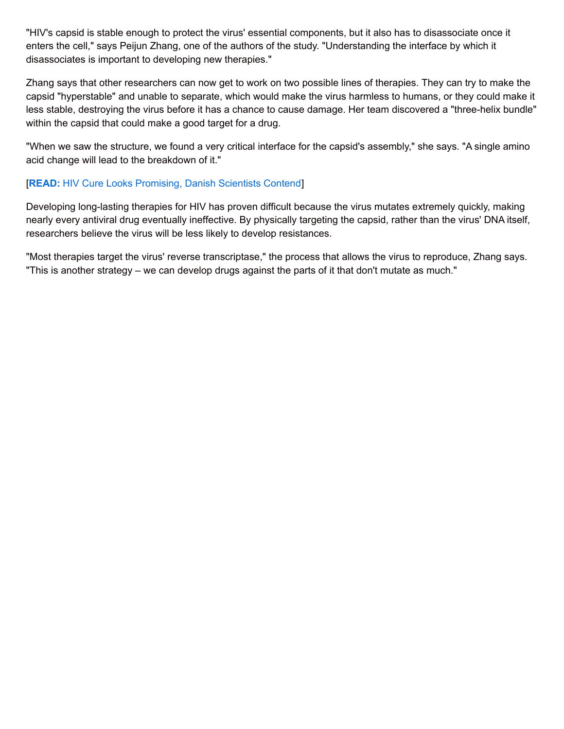"HIV's capsid is stable enough to protect the virus' essential components, but it also has to disassociate once it enters the cell," says Peijun Zhang, one of the authors of the study. "Understanding the interface by which it disassociates is important to developing new therapies."

Zhang says that other researchers can now get to work on two possible lines of therapies. They can try to make the capsid "hyperstable" and unable to separate, which would make the virus harmless to humans, or they could make it less stable, destroying the virus before it has a chance to cause damage. Her team discovered a "three-helix bundle" within the capsid that could make a good target for a drug.

"When we saw the structure, we found a very critical interface for the capsid's assembly," she says. "A single amino acid change will lead to the breakdown of it."

[**READ:** HIV Cure Looks Promising, Danish Scientists Contend]

Developing long-lasting therapies for HIV has proven difficult because the virus mutates extremely quickly, making nearly every antiviral drug eventually ineffective. By physically targeting the capsid, rather than the virus' DNA itself, researchers believe the virus will be less likely to develop resistances.

"Most therapies target the virus' reverse transcriptase," the process that allows the virus to reproduce, Zhang says. "This is another strategy – we can develop drugs against the parts of it that don't mutate as much."